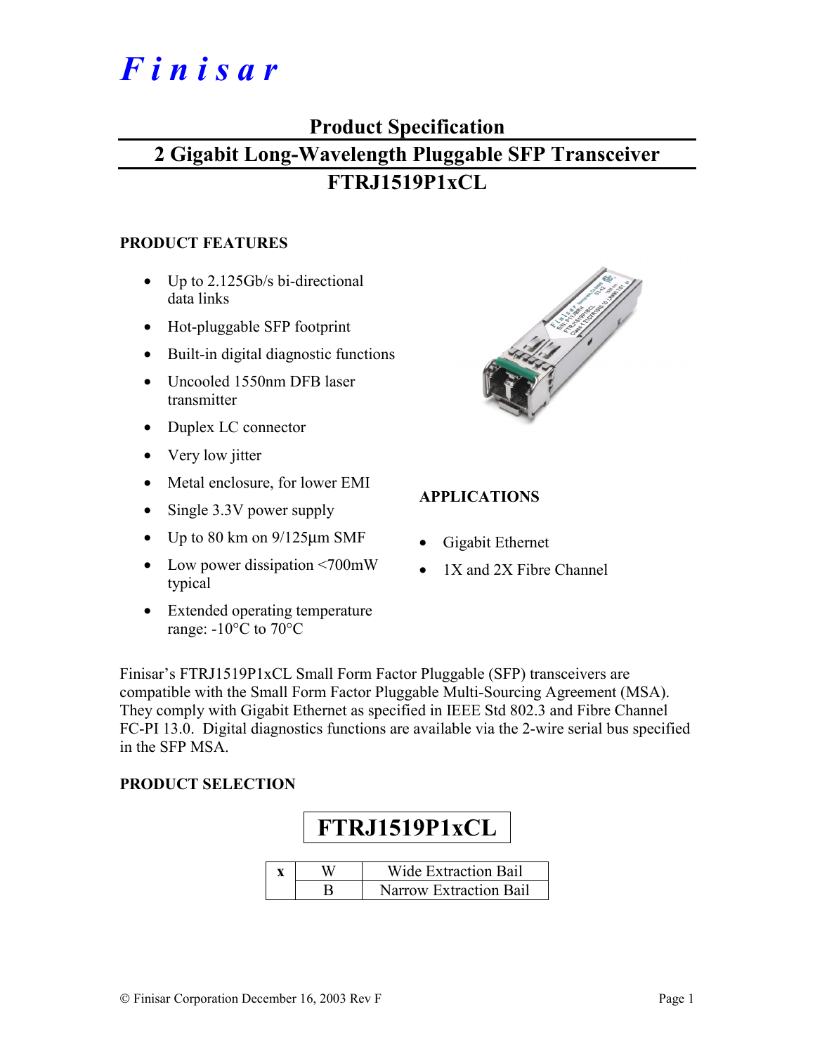# *Finisar*

## Product Specification

## 2 Gigabit Long-Wavelength Pluggable SFP Transceiver

## FTRJ1519P1xCL

### PRODUCT FEATURES

- Up to 2.125Gb/s bi-directional data links
- Hot-pluggable SFP footprint
- Built-in digital diagnostic functions
- Uncooled 1550nm DFB laser transmitter
- Duplex LC connector
- Very low jitter
- Metal enclosure, for lower EMI
- Single 3.3V power supply
- Up to 80 km on 9/125µm SMF
- Low power dissipation <700mW typical
- Extended operating temperature range: -10°C to 70°C

### APPLICATIONS

- Gigabit Ethernet
- 1X and 2X Fibre Channel

Finisar's FTRJ1519P1xCL Small Form Factor Pluggable (SFP) transceivers are compatible with the Small Form Factor Pluggable Multi-Sourcing Agreement (MSA). They comply with Gigabit Ethernet as specified in IEEE Std 802.3 and Fibre Channel FC-PI 13.0. Digital diagnostics functions are available via the 2-wire serial bus specified in the SFP MSA.

### PRODUCT SELECTION

**FTRJ1519P1xCL**

| x | | |
|---|---|---|
| | W | Wide Extraction Bail |
| | B | Narrow Extraction Bail |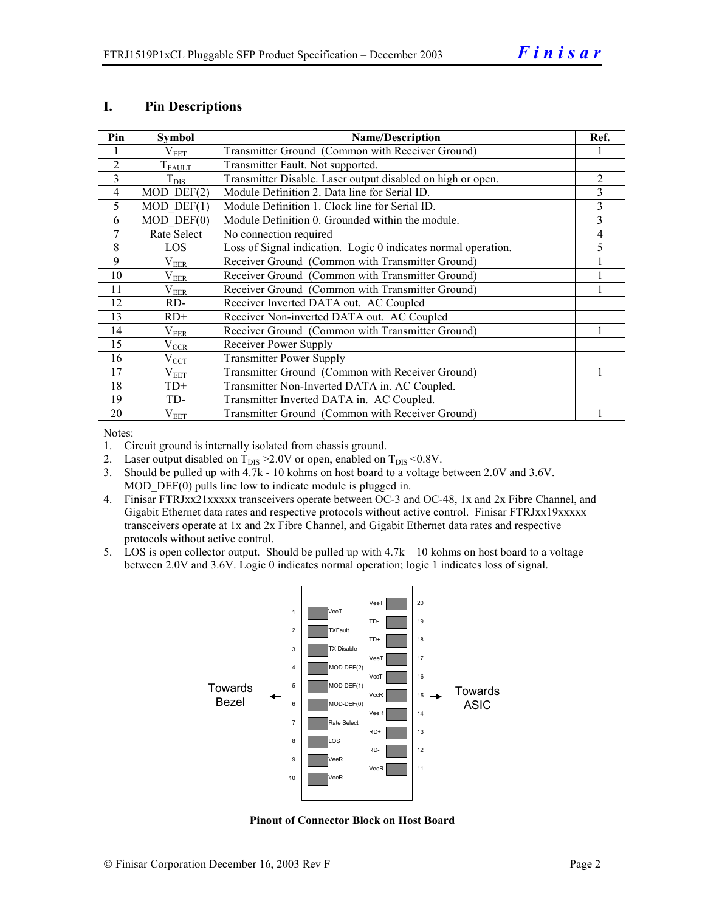# I. Pin Descriptions

| Pin | Symbol | Name/Description | Ref. |
|---|---|---|---|
| 1 | $V_{EET}$ | Transmitter Ground (Common with Receiver Ground) | 1 |
| 2 | $T_{FAULT}$ | Transmitter Fault. Not supported. | |
| 3 | $T_{DIS}$ | Transmitter Disable. Laser output disabled on high or open. | 2 |
| 4 | MOD_DEF(2) | Module Definition 2. Data line for Serial ID. | 3 |
| 5 | MOD_DEF(1) | Module Definition 1. Clock line for Serial ID. | 3 |
| 6 | MOD_DEF(0) | Module Definition 0. Grounded within the module. | 3 |
| 7 | Rate Select | No connection required | 4 |
| 8 | LOS | Loss of Signal indication. Logic 0 indicates normal operation. | 5 |
| 9 | $V_{EER}$ | Receiver Ground (Common with Transmitter Ground) | 1 |
| 10 | $V_{EER}$ | Receiver Ground (Common with Transmitter Ground) | 1 |
| 11 | $V_{EER}$ | Receiver Ground (Common with Transmitter Ground) | 1 |
| 12 | RD- | Receiver Inverted DATA out. AC Coupled | |
| 13 | RD+ | Receiver Non-inverted DATA out. AC Coupled | |
| 14 | $V_{EER}$ | Receiver Ground (Common with Transmitter Ground) | 1 |
| 15 | $V_{CCR}$ | Receiver Power Supply | |
| 16 | $V_{CCT}$ | Transmitter Power Supply | |
| 17 | $V_{EET}$ | Transmitter Ground (Common with Receiver Ground) | 1 |
| 18 | TD+ | Transmitter Non-Inverted DATA in. AC Coupled. | |
| 19 | TD- | Transmitter Inverted DATA in. AC Coupled. | |
| 20 | $V_{EET}$ | Transmitter Ground (Common with Receiver Ground) | 1 |

Notes:

1. Circuit ground is internally isolated from chassis ground.
2. Laser output disabled on $T_{DIS}$ >2.0V or open, enabled on $T_{DIS}$ <0.8V.
3. Should be pulled up with 4.7k - 10 kohms on host board to a voltage between 2.0V and 3.6V. MOD_DEF(0) pulls line low to indicate module is plugged in.
4. Finisar FTRJxx21xxxxx transceivers operate between OC-3 and OC-48, 1x and 2x Fibre Channel, and Gigabit Ethernet data rates and respective protocols without active control. Finisar FTRJxx19xxxxx transceivers operate at 1x and 2x Fibre Channel, and Gigabit Ethernet data rates and respective protocols without active control.
5. LOS is open collector output. Should be pulled up with 4.7k – 10 kohms on host board to a voltage between 2.0V and 3.6V. Logic 0 indicates normal operation; logic 1 indicates loss of signal.

| Pin | Signal | Signal | Pin |
|---|---|---|---|
| | | VeeT | 20 |
| 1 | VeeT | TD- | 19 |
| 2 | TXFault | TD+ | 18 |
| 3 | TX Disable | VeeT | 17 |
| 4 | MOD-DEF(2) | VccT | 16 |
| 5 | MOD-DEF(1) | VccR | 15 |
| 6 | MOD-DEF(0) | VeeR | 14 |
| 7 | Rate Select | RD+ | 13 |
| 8 | LOS | RD- | 12 |
| 9 | VeeR | VeeR | 11 |
| 10 | VeeR | | |

Towards Bezel ← (pins 1–10) | (pins 11–20) → Towards ASIC

**Pinout of Connector Block on Host Board**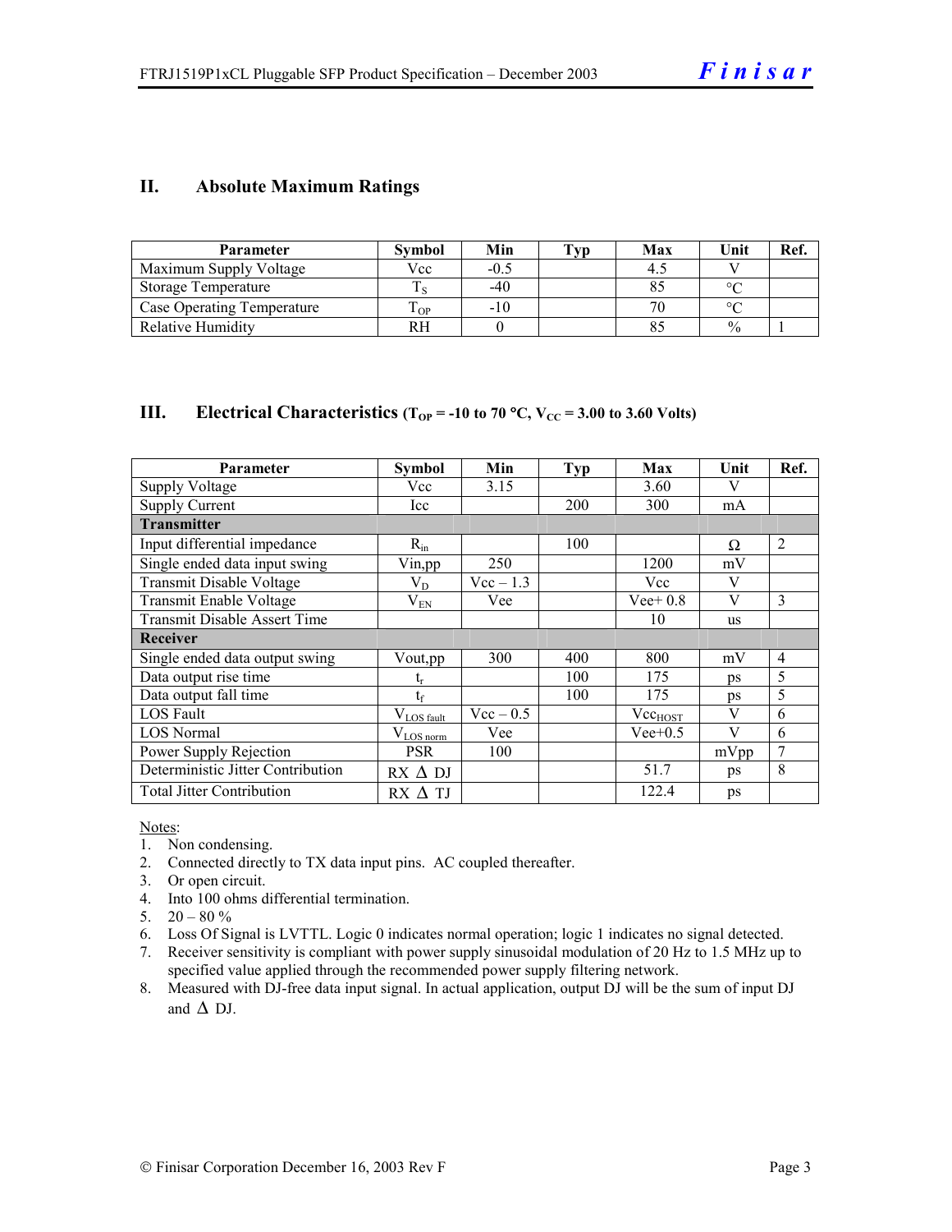## II. Absolute Maximum Ratings

| Parameter | Symbol | Min | Typ | Max | Unit | Ref. |
|---|---|---|---|---|---|---|
| Maximum Supply Voltage | Vcc | -0.5 | | 4.5 | V | |
| Storage Temperature | $T_S$ | -40 | | 85 | °C | |
| Case Operating Temperature | $T_{OP}$ | -10 | | 70 | °C | |
| Relative Humidity | RH | 0 | | 85 | % | 1 |

## III. Electrical Characteristics ($T_{OP}$ = -10 to 70 °C, $V_{CC}$ = 3.00 to 3.60 Volts)

| Parameter | Symbol | Min | Typ | Max | Unit | Ref. |
|---|---|---|---|---|---|---|
| Supply Voltage | Vcc | 3.15 | | 3.60 | V | |
| Supply Current | Icc | | 200 | 300 | mA | |
| **Transmitter** | | | | | | |
| Input differential impedance | $R_{in}$ | | 100 | | Ω | 2 |
| Single ended data input swing | Vin,pp | 250 | | 1200 | mV | |
| Transmit Disable Voltage | $V_D$ | Vcc – 1.3 | | Vcc | V | |
| Transmit Enable Voltage | $V_{EN}$ | Vee | | Vee+ 0.8 | V | 3 |
| Transmit Disable Assert Time | | | | 10 | us | |
| **Receiver** | | | | | | |
| Single ended data output swing | Vout,pp | 300 | 400 | 800 | mV | 4 |
| Data output rise time | $t_r$ | | 100 | 175 | ps | 5 |
| Data output fall time | $t_f$ | | 100 | 175 | ps | 5 |
| LOS Fault | $V_{LOS\ fault}$ | Vcc – 0.5 | | $Vcc_{HOST}$ | V | 6 |
| LOS Normal | $V_{LOS\ norm}$ | Vee | | Vee+0.5 | V | 6 |
| Power Supply Rejection | PSR | 100 | | | mVpp | 7 |
| Deterministic Jitter Contribution | RX Δ DJ | | | 51.7 | ps | 8 |
| Total Jitter Contribution | RX Δ TJ | | | 122.4 | ps | |

Notes:
1. Non condensing.
2. Connected directly to TX data input pins. AC coupled thereafter.
3. Or open circuit.
4. Into 100 ohms differential termination.
5. 20 – 80 %
6. Loss Of Signal is LVTTL. Logic 0 indicates normal operation; logic 1 indicates no signal detected.
7. Receiver sensitivity is compliant with power supply sinusoidal modulation of 20 Hz to 1.5 MHz up to specified value applied through the recommended power supply filtering network.
8. Measured with DJ-free data input signal. In actual application, output DJ will be the sum of input DJ and Δ DJ.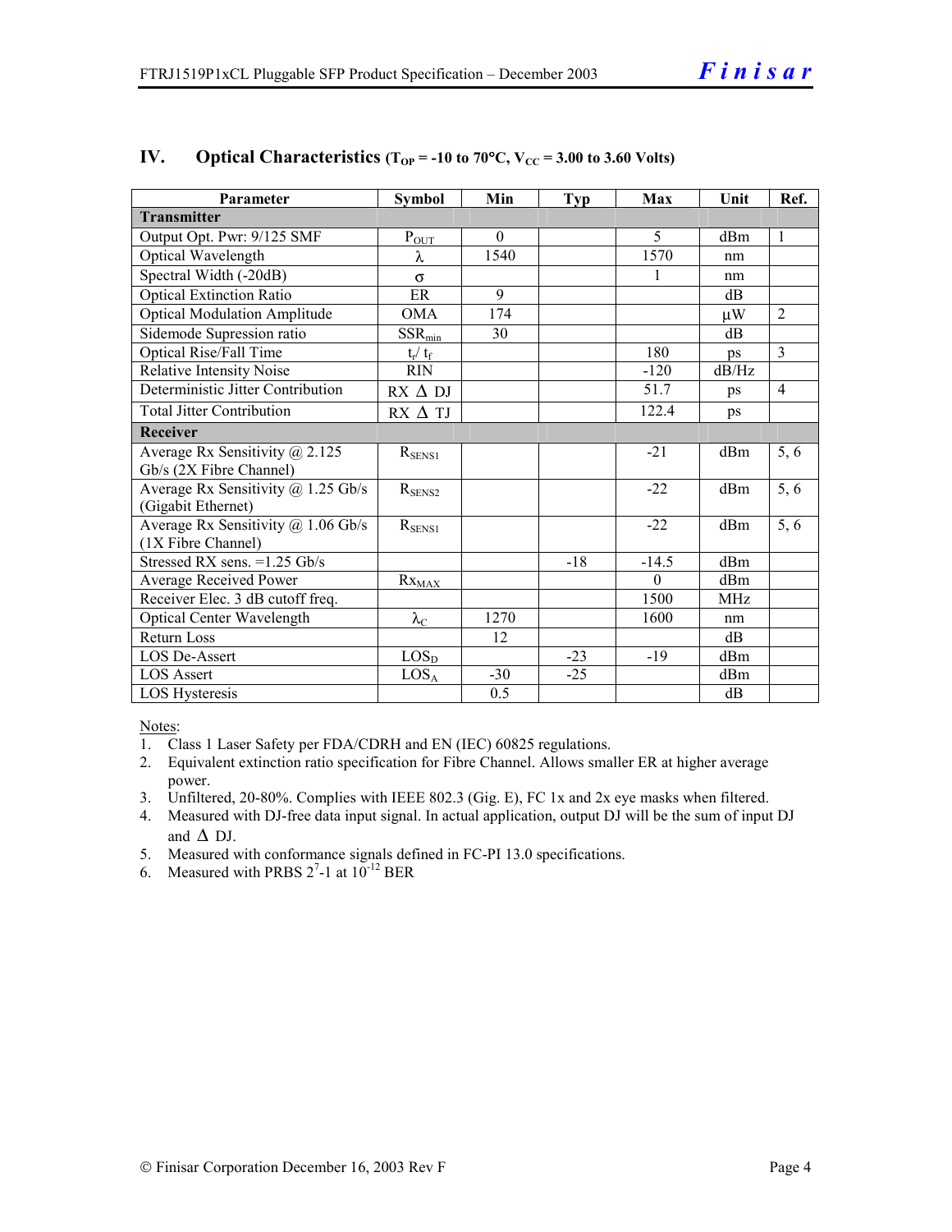## IV. Optical Characteristics ($T_{OP}$ = -10 to 70°C, $V_{CC}$ = 3.00 to 3.60 Volts)

| Parameter | Symbol | Min | Typ | Max | Unit | Ref. |
|---|---|---|---|---|---|---|
| **Transmitter** | | | | | | |
| Output Opt. Pwr: 9/125 SMF | $P_{OUT}$ | 0 | | 5 | dBm | 1 |
| Optical Wavelength | $\lambda$ | 1540 | | 1570 | nm | |
| Spectral Width (-20dB) | $\sigma$ | | | 1 | nm | |
| Optical Extinction Ratio | ER | 9 | | | dB | |
| Optical Modulation Amplitude | OMA | 174 | | | μW | 2 |
| Sidemode Supression ratio | $SSR_{min}$ | 30 | | | dB | |
| Optical Rise/Fall Time | $t_r$/ $t_f$ | | | 180 | ps | 3 |
| Relative Intensity Noise | RIN | | | -120 | dB/Hz | |
| Deterministic Jitter Contribution | RX Δ DJ | | | 51.7 | ps | 4 |
| Total Jitter Contribution | RX Δ TJ | | | 122.4 | ps | |
| **Receiver** | | | | | | |
| Average Rx Sensitivity @ 2.125 Gb/s (2X Fibre Channel) | $R_{SENS1}$ | | | -21 | dBm | 5, 6 |
| Average Rx Sensitivity @ 1.25 Gb/s (Gigabit Ethernet) | $R_{SENS2}$ | | | -22 | dBm | 5, 6 |
| Average Rx Sensitivity @ 1.06 Gb/s (1X Fibre Channel) | $R_{SENS1}$ | | | -22 | dBm | 5, 6 |
| Stressed RX sens. =1.25 Gb/s | | | -18 | -14.5 | dBm | |
| Average Received Power | $Rx_{MAX}$ | | | 0 | dBm | |
| Receiver Elec. 3 dB cutoff freq. | | | | 1500 | MHz | |
| Optical Center Wavelength | $\lambda_C$ | 1270 | | 1600 | nm | |
| Return Loss | | 12 | | | dB | |
| LOS De-Assert | $LOS_D$ | | -23 | -19 | dBm | |
| LOS Assert | $LOS_A$ | -30 | -25 | | dBm | |
| LOS Hysteresis | | 0.5 | | | dB | |

Notes:

1. Class 1 Laser Safety per FDA/CDRH and EN (IEC) 60825 regulations.
2. Equivalent extinction ratio specification for Fibre Channel. Allows smaller ER at higher average power.
3. Unfiltered, 20-80%. Complies with IEEE 802.3 (Gig. E), FC 1x and 2x eye masks when filtered.
4. Measured with DJ-free data input signal. In actual application, output DJ will be the sum of input DJ and Δ DJ.
5. Measured with conformance signals defined in FC-PI 13.0 specifications.
6. Measured with PRBS $2^7$-1 at $10^{-12}$ BER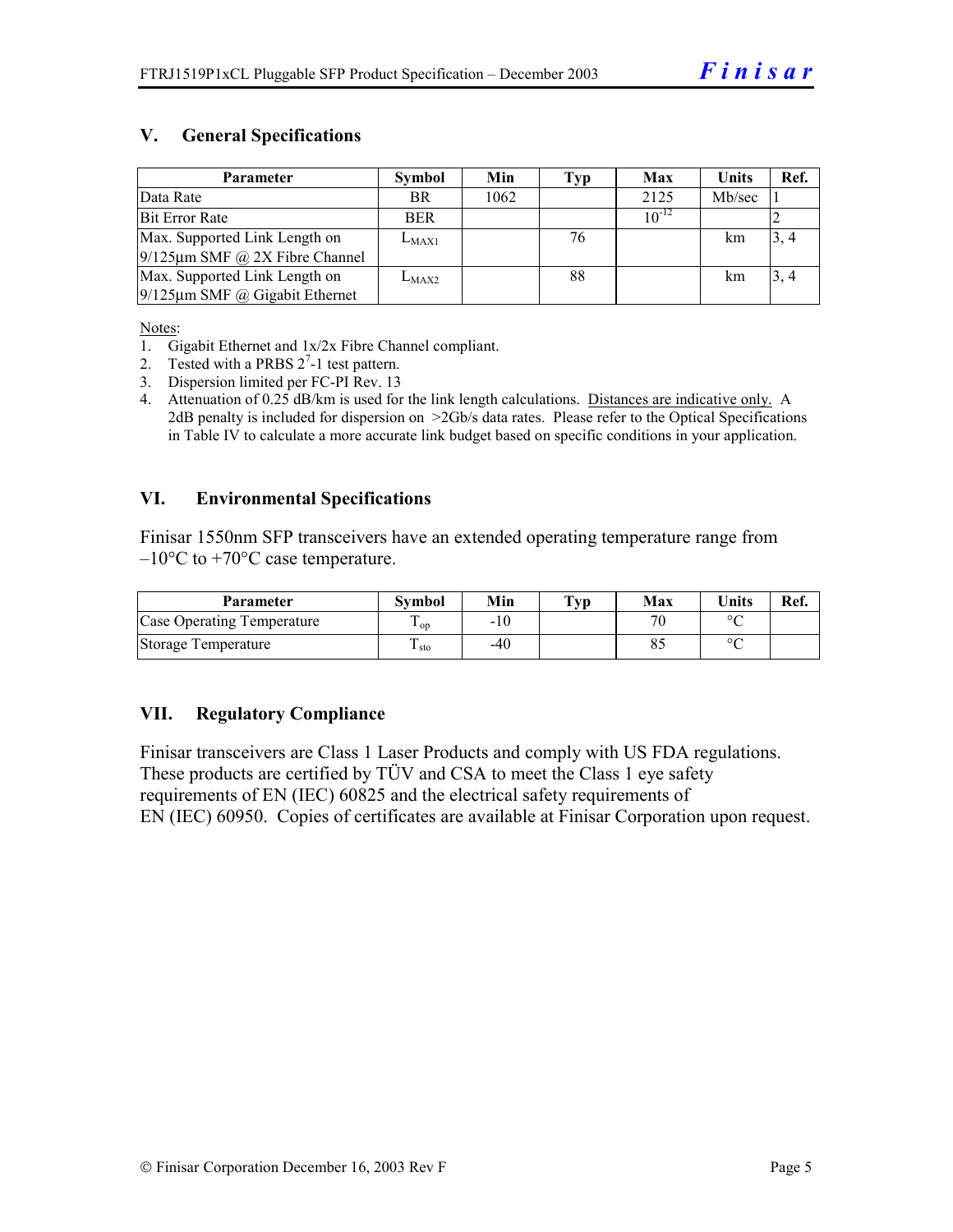## V. General Specifications

| Parameter | Symbol | Min | Typ | Max | Units | Ref. |
|---|---|---|---|---|---|---|
| Data Rate | BR | 1062 | | 2125 | Mb/sec | 1 |
| Bit Error Rate | BER | | | $10^{-12}$ | | 2 |
| Max. Supported Link Length on 9/125µm SMF @ 2X Fibre Channel | $L_{MAX1}$ | | 76 | | km | 3, 4 |
| Max. Supported Link Length on 9/125µm SMF @ Gigabit Ethernet | $L_{MAX2}$ | | 88 | | km | 3, 4 |

Notes:

1. Gigabit Ethernet and 1x/2x Fibre Channel compliant.
2. Tested with a PRBS $2^7$-1 test pattern.
3. Dispersion limited per FC-PI Rev. 13
4. Attenuation of 0.25 dB/km is used for the link length calculations. Distances are indicative only. A 2dB penalty is included for dispersion on >2Gb/s data rates. Please refer to the Optical Specifications in Table IV to calculate a more accurate link budget based on specific conditions in your application.

## VI. Environmental Specifications

Finisar 1550nm SFP transceivers have an extended operating temperature range from –10°C to +70°C case temperature.

| Parameter | Symbol | Min | Typ | Max | Units | Ref. |
|---|---|---|---|---|---|---|
| Case Operating Temperature | $T_{op}$ | -10 | | 70 | °C | |
| Storage Temperature | $T_{sto}$ | -40 | | 85 | °C | |

## VII. Regulatory Compliance

Finisar transceivers are Class 1 Laser Products and comply with US FDA regulations. These products are certified by TÜV and CSA to meet the Class 1 eye safety requirements of EN (IEC) 60825 and the electrical safety requirements of EN (IEC) 60950. Copies of certificates are available at Finisar Corporation upon request.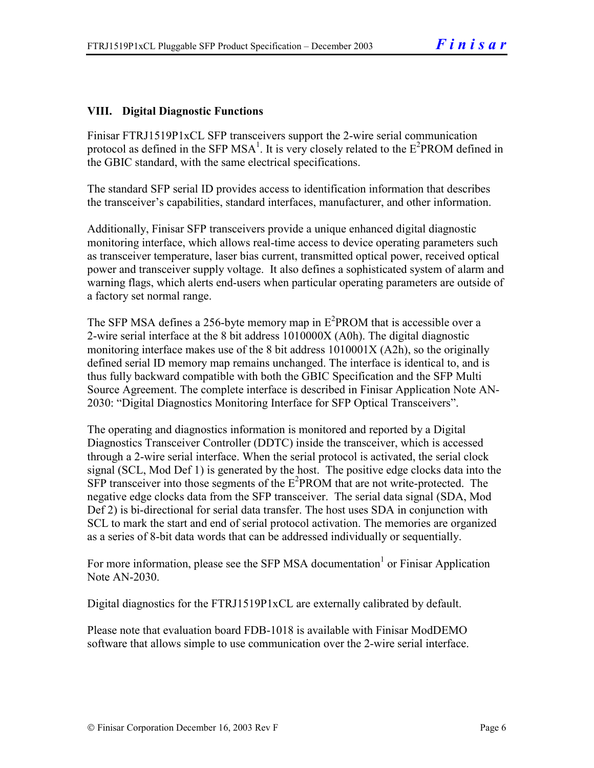## VIII. Digital Diagnostic Functions

Finisar FTRJ1519P1xCL SFP transceivers support the 2-wire serial communication protocol as defined in the SFP MSA[1]. It is very closely related to the $E^2$PROM defined in the GBIC standard, with the same electrical specifications.

The standard SFP serial ID provides access to identification information that describes the transceiver's capabilities, standard interfaces, manufacturer, and other information.

Additionally, Finisar SFP transceivers provide a unique enhanced digital diagnostic monitoring interface, which allows real-time access to device operating parameters such as transceiver temperature, laser bias current, transmitted optical power, received optical power and transceiver supply voltage. It also defines a sophisticated system of alarm and warning flags, which alerts end-users when particular operating parameters are outside of a factory set normal range.

The SFP MSA defines a 256-byte memory map in $E^2$PROM that is accessible over a 2-wire serial interface at the 8 bit address 1010000X (A0h). The digital diagnostic monitoring interface makes use of the 8 bit address 1010001X (A2h), so the originally defined serial ID memory map remains unchanged. The interface is identical to, and is thus fully backward compatible with both the GBIC Specification and the SFP Multi Source Agreement. The complete interface is described in Finisar Application Note AN-2030: "Digital Diagnostics Monitoring Interface for SFP Optical Transceivers".

The operating and diagnostics information is monitored and reported by a Digital Diagnostics Transceiver Controller (DDTC) inside the transceiver, which is accessed through a 2-wire serial interface. When the serial protocol is activated, the serial clock signal (SCL, Mod Def 1) is generated by the host. The positive edge clocks data into the SFP transceiver into those segments of the $E^2$PROM that are not write-protected. The negative edge clocks data from the SFP transceiver. The serial data signal (SDA, Mod Def 2) is bi-directional for serial data transfer. The host uses SDA in conjunction with SCL to mark the start and end of serial protocol activation. The memories are organized as a series of 8-bit data words that can be addressed individually or sequentially.

For more information, please see the SFP MSA documentation[1] or Finisar Application Note AN-2030.

Digital diagnostics for the FTRJ1519P1xCL are externally calibrated by default.

Please note that evaluation board FDB-1018 is available with Finisar ModDEMO software that allows simple to use communication over the 2-wire serial interface.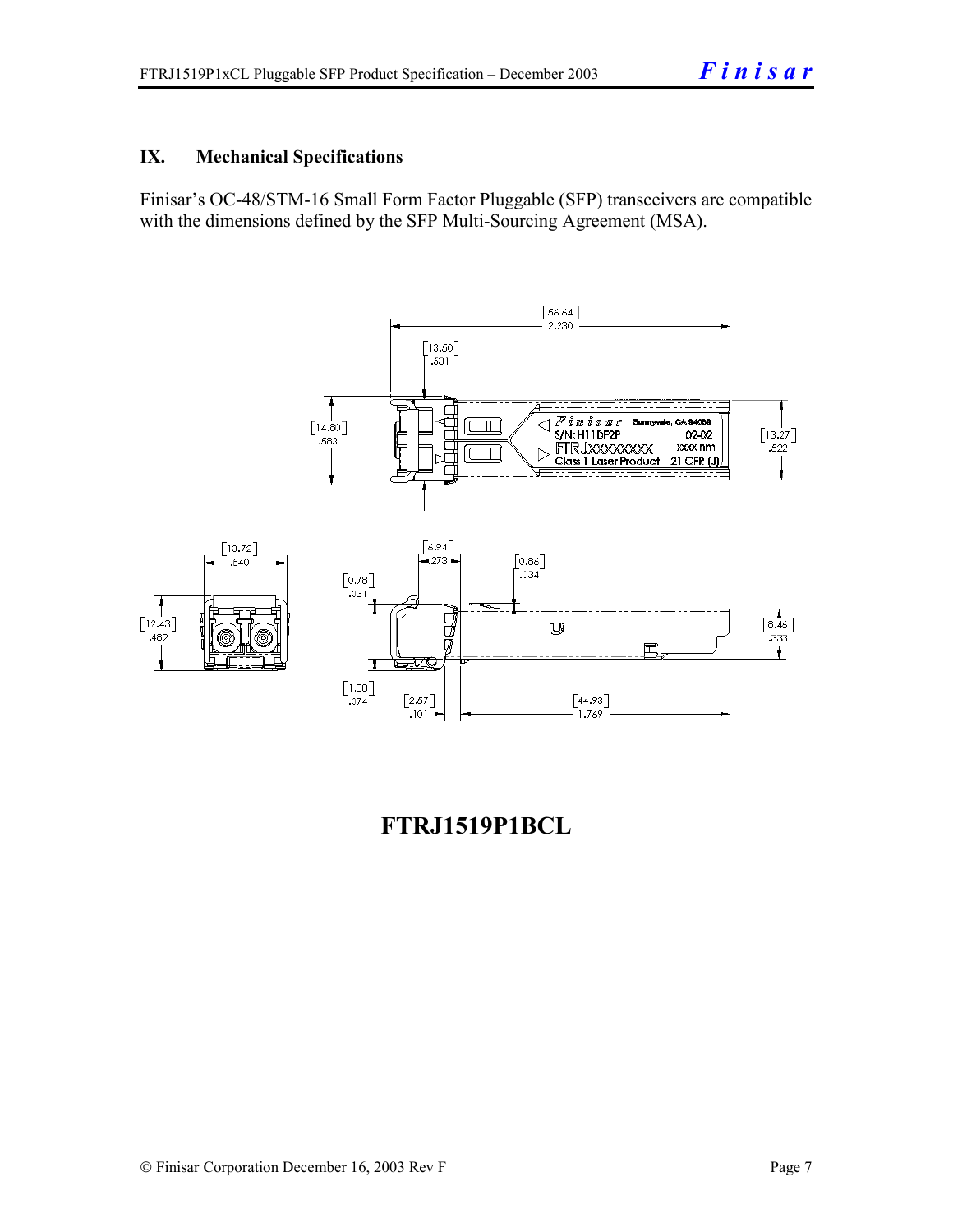## IX. Mechanical Specifications

Finisar's OC-48/STM-16 Small Form Factor Pluggable (SFP) transceivers are compatible with the dimensions defined by the SFP Multi-Sourcing Agreement (MSA).

**FTRJ1519P1BCL**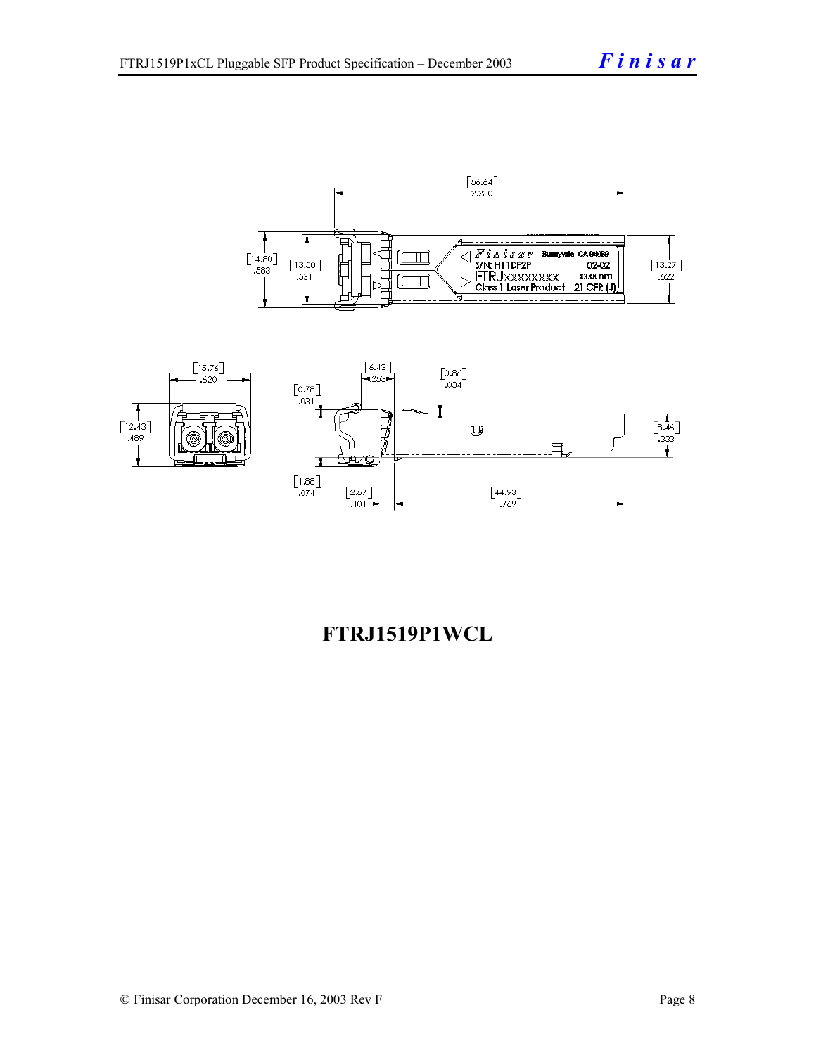**FTRJ1519P1WCL**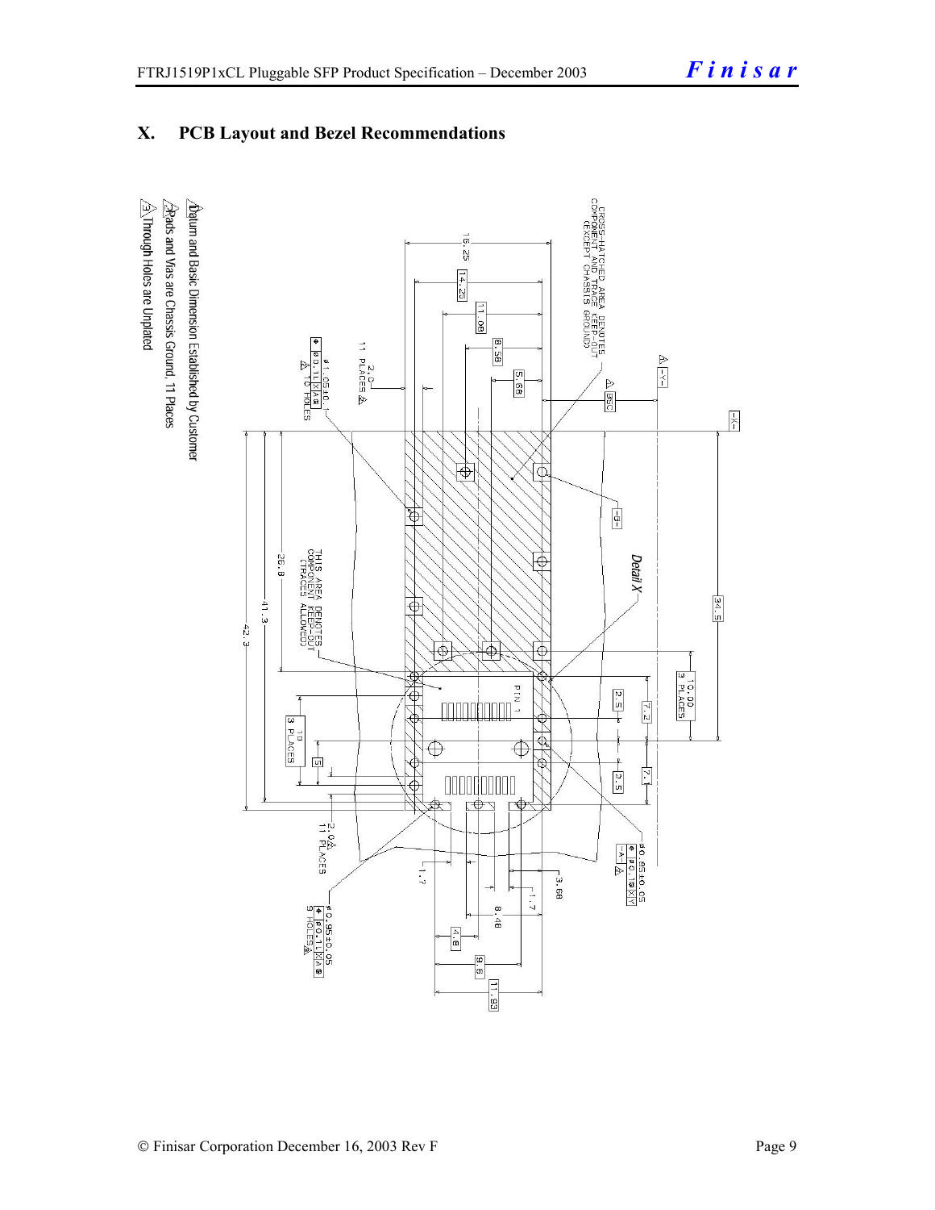# X. PCB Layout and Bezel Recommendations

1. Datum and Basic Dimension Established by Customer
2. Pads and Vias are Chassis Ground, 11 Places
3. Through Holes are Unplated

CROSS-HATCHED AREA DENOTES COMPONENT AND TRACE KEEP-OUT (EXCEPT CHASSIS GROUND)

THIS AREA DENOTES COMPONENT KEEP-OUT (TRACES ALLOWED)

Detail X

PIN 1

16.25, 14.25, 11.08, 8.58, 5.68, BSC, -Y-, -X-, -B-, -A-, 34.5, 10.00 3 PLACES, 26.8, 41.3, 42.3, 2.5, 7.2, 2.5, 7.1, 10 3 PLACES, 5

2.0 11 PLACES

⌀1.05±0.1 ⌀0.1 X A 10 HOLES

⌀0.85±0.05 ⌀0.1 X Y

⌀0.85±0.05 ⌀0.1 X A 9 HOLES

1.7, 3.68, 1.7, 8.48, 4.8, 9.6, 11.93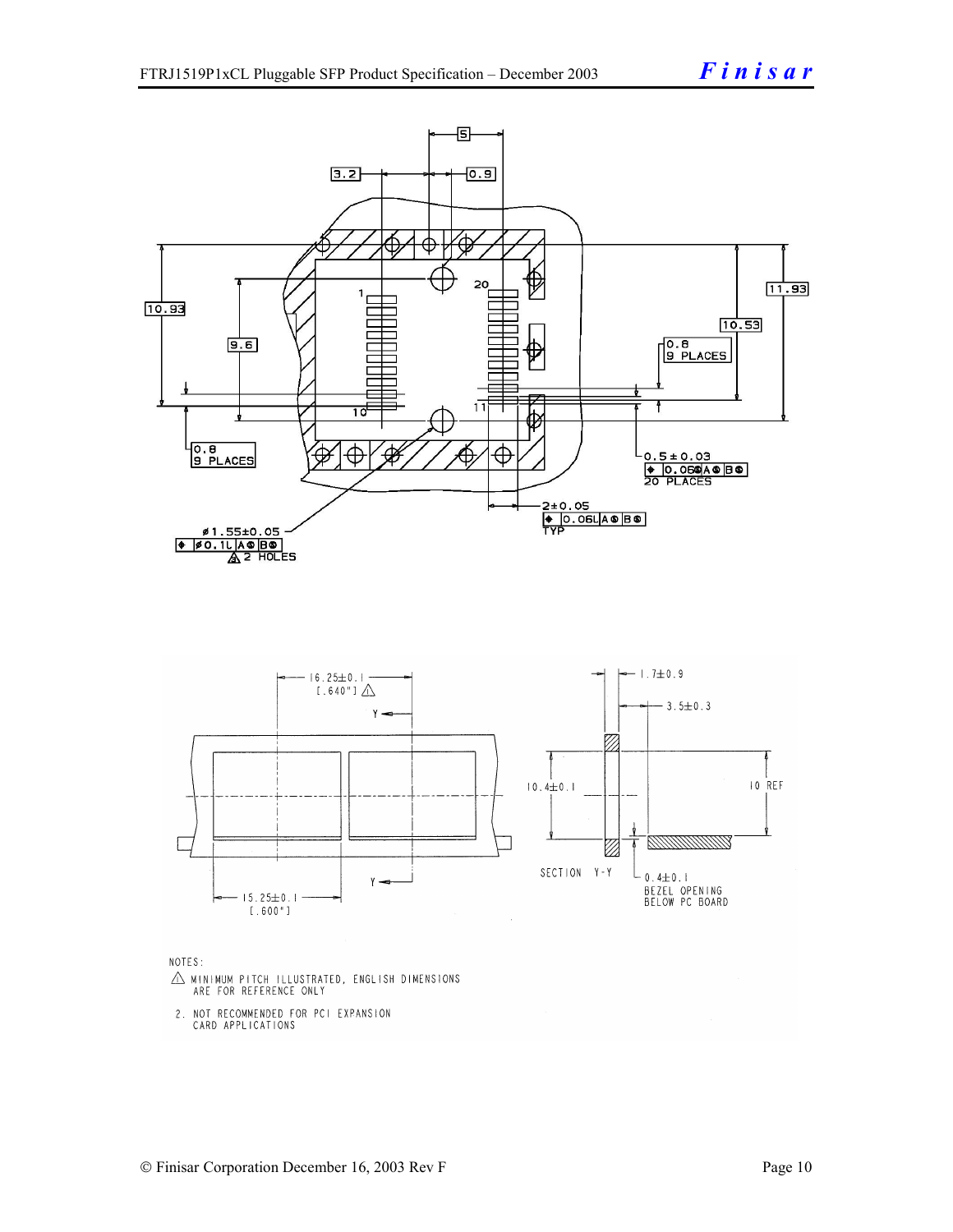NOTES:

1. ⚠ MINIMUM PITCH ILLUSTRATED, ENGLISH DIMENSIONS ARE FOR REFERENCE ONLY
2. NOT RECOMMENDED FOR PCI EXPANSION CARD APPLICATIONS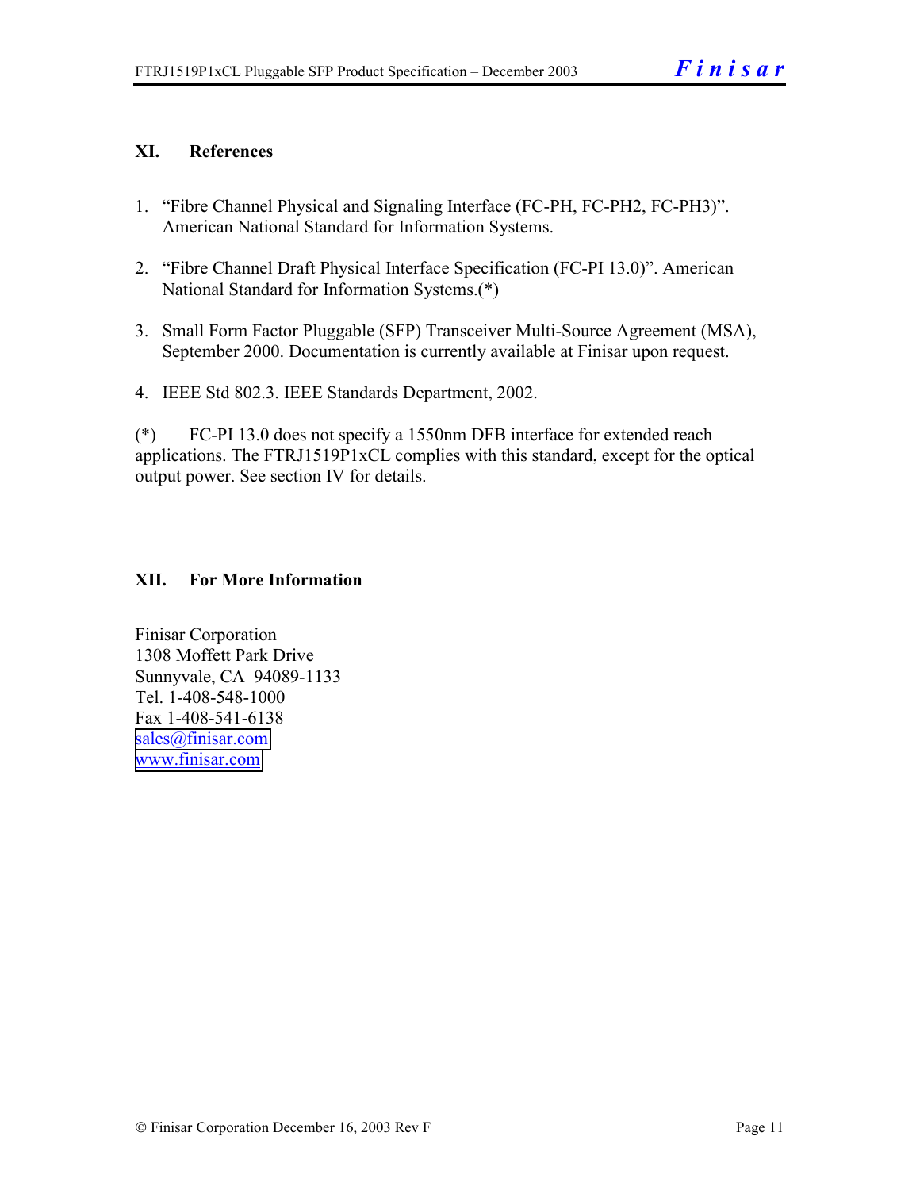## XI. References

1. "Fibre Channel Physical and Signaling Interface (FC-PH, FC-PH2, FC-PH3)". American National Standard for Information Systems.

2. "Fibre Channel Draft Physical Interface Specification (FC-PI 13.0)". American National Standard for Information Systems.(*)

3. Small Form Factor Pluggable (SFP) Transceiver Multi-Source Agreement (MSA), September 2000. Documentation is currently available at Finisar upon request.

4. IEEE Std 802.3. IEEE Standards Department, 2002.

(*) FC-PI 13.0 does not specify a 1550nm DFB interface for extended reach applications. The FTRJ1519P1xCL complies with this standard, except for the optical output power. See section IV for details.

## XII. For More Information

Finisar Corporation
1308 Moffett Park Drive
Sunnyvale, CA 94089-1133
Tel. 1-408-548-1000
Fax 1-408-541-6138
sales@finisar.com
www.finisar.com